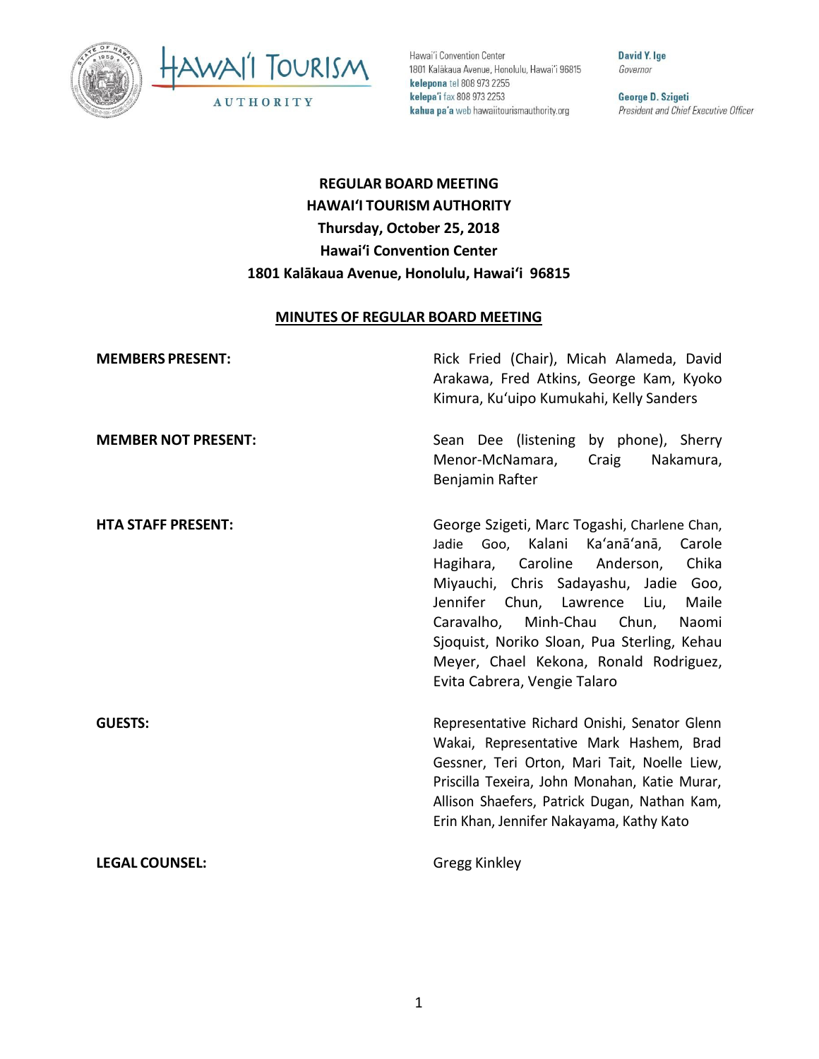Hawai'i Convention Center
1801 Kalākaua Avenue, Honolulu, Hawai'i 96815
**kelepona** tel 808 973 2255
**kelepa'i** fax 808 973 2253
**kahua pa'a** web hawaiitourismauthority.org

**David Y. Ige**
*Governor*

**George D. Szigeti**
*President and Chief Executive Officer*

# REGULAR BOARD MEETING
## HAWAI'I TOURISM AUTHORITY
## Thursday, October 25, 2018
## Hawai'i Convention Center
## 1801 Kalākaua Avenue, Honolulu, Hawai'i 96815

**MINUTES OF REGULAR BOARD MEETING**

**MEMBERS PRESENT:** Rick Fried (Chair), Micah Alameda, David Arakawa, Fred Atkins, George Kam, Kyoko Kimura, Ku'uipo Kumukahi, Kelly Sanders

**MEMBER NOT PRESENT:** Sean Dee (listening by phone), Sherry Menor-McNamara, Craig Nakamura, Benjamin Rafter

**HTA STAFF PRESENT:** George Szigeti, Marc Togashi, Charlene Chan, Jadie Goo, Kalani Ka'anā'anā, Carole Hagihara, Caroline Anderson, Chika Miyauchi, Chris Sadayashu, Jadie Goo, Jennifer Chun, Lawrence Liu, Maile Caravalho, Minh-Chau Chun, Naomi Sjoquist, Noriko Sloan, Pua Sterling, Kehau Meyer, Chael Kekona, Ronald Rodriguez, Evita Cabrera, Vengie Talaro

**GUESTS:** Representative Richard Onishi, Senator Glenn Wakai, Representative Mark Hashem, Brad Gessner, Teri Orton, Mari Tait, Noelle Liew, Priscilla Texeira, John Monahan, Katie Murar, Allison Shaefers, Patrick Dugan, Nathan Kam, Erin Khan, Jennifer Nakayama, Kathy Kato

**LEGAL COUNSEL:** Gregg Kinkley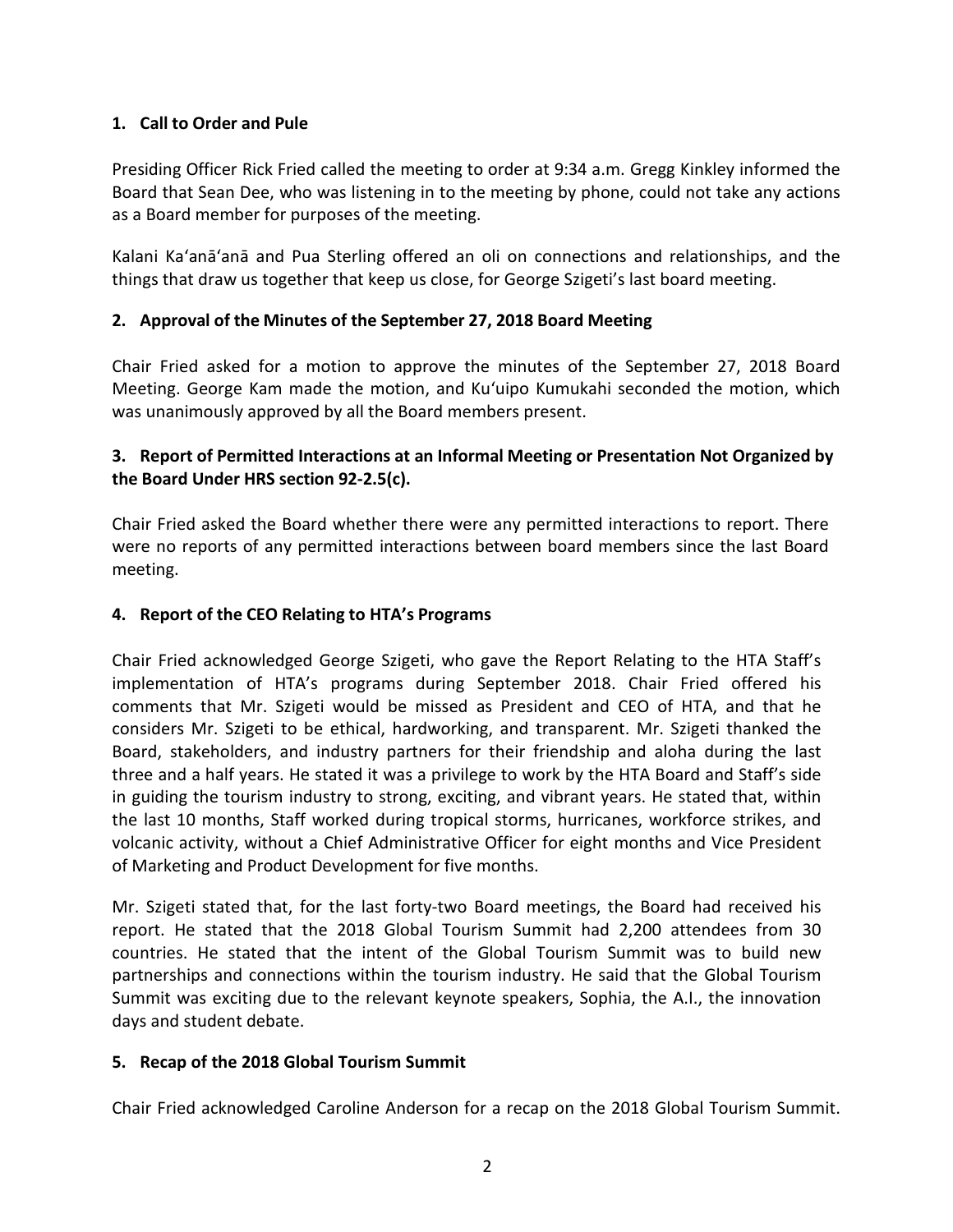## 1. Call to Order and Pule

Presiding Officer Rick Fried called the meeting to order at 9:34 a.m. Gregg Kinkley informed the Board that Sean Dee, who was listening in to the meeting by phone, could not take any actions as a Board member for purposes of the meeting.

Kalani Ka'anā'anā and Pua Sterling offered an oli on connections and relationships, and the things that draw us together that keep us close, for George Szigeti's last board meeting.

## 2. Approval of the Minutes of the September 27, 2018 Board Meeting

Chair Fried asked for a motion to approve the minutes of the September 27, 2018 Board Meeting. George Kam made the motion, and Ku'uipo Kumukahi seconded the motion, which was unanimously approved by all the Board members present.

## 3. Report of Permitted Interactions at an Informal Meeting or Presentation Not Organized by the Board Under HRS section 92-2.5(c).

Chair Fried asked the Board whether there were any permitted interactions to report. There were no reports of any permitted interactions between board members since the last Board meeting.

## 4. Report of the CEO Relating to HTA's Programs

Chair Fried acknowledged George Szigeti, who gave the Report Relating to the HTA Staff's implementation of HTA's programs during September 2018. Chair Fried offered his comments that Mr. Szigeti would be missed as President and CEO of HTA, and that he considers Mr. Szigeti to be ethical, hardworking, and transparent. Mr. Szigeti thanked the Board, stakeholders, and industry partners for their friendship and aloha during the last three and a half years. He stated it was a privilege to work by the HTA Board and Staff's side in guiding the tourism industry to strong, exciting, and vibrant years. He stated that, within the last 10 months, Staff worked during tropical storms, hurricanes, workforce strikes, and volcanic activity, without a Chief Administrative Officer for eight months and Vice President of Marketing and Product Development for five months.

Mr. Szigeti stated that, for the last forty-two Board meetings, the Board had received his report. He stated that the 2018 Global Tourism Summit had 2,200 attendees from 30 countries. He stated that the intent of the Global Tourism Summit was to build new partnerships and connections within the tourism industry. He said that the Global Tourism Summit was exciting due to the relevant keynote speakers, Sophia, the A.I., the innovation days and student debate.

## 5. Recap of the 2018 Global Tourism Summit

Chair Fried acknowledged Caroline Anderson for a recap on the 2018 Global Tourism Summit.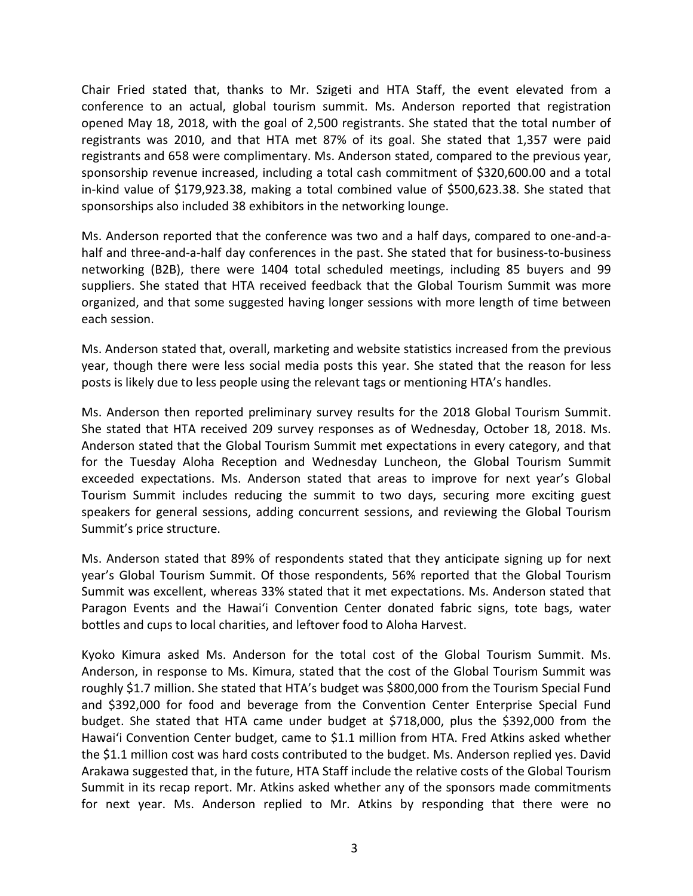Chair Fried stated that, thanks to Mr. Szigeti and HTA Staff, the event elevated from a conference to an actual, global tourism summit. Ms. Anderson reported that registration opened May 18, 2018, with the goal of 2,500 registrants. She stated that the total number of registrants was 2010, and that HTA met 87% of its goal. She stated that 1,357 were paid registrants and 658 were complimentary. Ms. Anderson stated, compared to the previous year, sponsorship revenue increased, including a total cash commitment of $320,600.00 and a total in-kind value of $179,923.38, making a total combined value of $500,623.38. She stated that sponsorships also included 38 exhibitors in the networking lounge.

Ms. Anderson reported that the conference was two and a half days, compared to one-and-a-half and three-and-a-half day conferences in the past. She stated that for business-to-business networking (B2B), there were 1404 total scheduled meetings, including 85 buyers and 99 suppliers. She stated that HTA received feedback that the Global Tourism Summit was more organized, and that some suggested having longer sessions with more length of time between each session.

Ms. Anderson stated that, overall, marketing and website statistics increased from the previous year, though there were less social media posts this year. She stated that the reason for less posts is likely due to less people using the relevant tags or mentioning HTA's handles.

Ms. Anderson then reported preliminary survey results for the 2018 Global Tourism Summit. She stated that HTA received 209 survey responses as of Wednesday, October 18, 2018. Ms. Anderson stated that the Global Tourism Summit met expectations in every category, and that for the Tuesday Aloha Reception and Wednesday Luncheon, the Global Tourism Summit exceeded expectations. Ms. Anderson stated that areas to improve for next year's Global Tourism Summit includes reducing the summit to two days, securing more exciting guest speakers for general sessions, adding concurrent sessions, and reviewing the Global Tourism Summit's price structure.

Ms. Anderson stated that 89% of respondents stated that they anticipate signing up for next year's Global Tourism Summit. Of those respondents, 56% reported that the Global Tourism Summit was excellent, whereas 33% stated that it met expectations. Ms. Anderson stated that Paragon Events and the Hawaiʻi Convention Center donated fabric signs, tote bags, water bottles and cups to local charities, and leftover food to Aloha Harvest.

Kyoko Kimura asked Ms. Anderson for the total cost of the Global Tourism Summit. Ms. Anderson, in response to Ms. Kimura, stated that the cost of the Global Tourism Summit was roughly $1.7 million. She stated that HTA's budget was $800,000 from the Tourism Special Fund and $392,000 for food and beverage from the Convention Center Enterprise Special Fund budget. She stated that HTA came under budget at $718,000, plus the $392,000 from the Hawaiʻi Convention Center budget, came to $1.1 million from HTA. Fred Atkins asked whether the $1.1 million cost was hard costs contributed to the budget. Ms. Anderson replied yes. David Arakawa suggested that, in the future, HTA Staff include the relative costs of the Global Tourism Summit in its recap report. Mr. Atkins asked whether any of the sponsors made commitments for next year. Ms. Anderson replied to Mr. Atkins by responding that there were no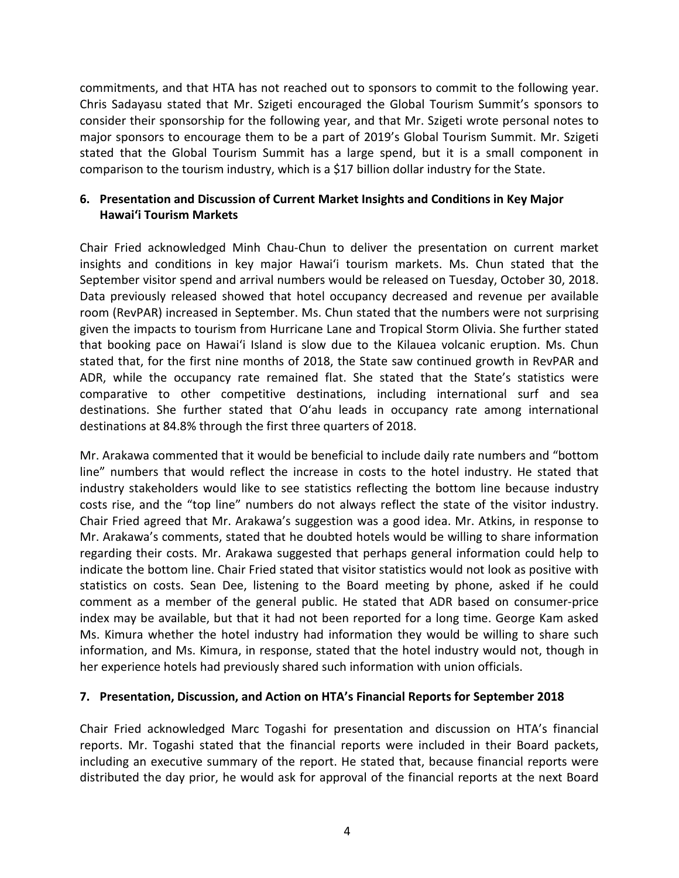commitments, and that HTA has not reached out to sponsors to commit to the following year. Chris Sadayasu stated that Mr. Szigeti encouraged the Global Tourism Summit's sponsors to consider their sponsorship for the following year, and that Mr. Szigeti wrote personal notes to major sponsors to encourage them to be a part of 2019's Global Tourism Summit. Mr. Szigeti stated that the Global Tourism Summit has a large spend, but it is a small component in comparison to the tourism industry, which is a $17 billion dollar industry for the State.

### 6. Presentation and Discussion of Current Market Insights and Conditions in Key Major Hawai'i Tourism Markets

Chair Fried acknowledged Minh Chau-Chun to deliver the presentation on current market insights and conditions in key major Hawai'i tourism markets. Ms. Chun stated that the September visitor spend and arrival numbers would be released on Tuesday, October 30, 2018. Data previously released showed that hotel occupancy decreased and revenue per available room (RevPAR) increased in September. Ms. Chun stated that the numbers were not surprising given the impacts to tourism from Hurricane Lane and Tropical Storm Olivia. She further stated that booking pace on Hawai'i Island is slow due to the Kilauea volcanic eruption. Ms. Chun stated that, for the first nine months of 2018, the State saw continued growth in RevPAR and ADR, while the occupancy rate remained flat. She stated that the State's statistics were comparative to other competitive destinations, including international surf and sea destinations. She further stated that O'ahu leads in occupancy rate among international destinations at 84.8% through the first three quarters of 2018.

Mr. Arakawa commented that it would be beneficial to include daily rate numbers and "bottom line" numbers that would reflect the increase in costs to the hotel industry. He stated that industry stakeholders would like to see statistics reflecting the bottom line because industry costs rise, and the "top line" numbers do not always reflect the state of the visitor industry. Chair Fried agreed that Mr. Arakawa's suggestion was a good idea. Mr. Atkins, in response to Mr. Arakawa's comments, stated that he doubted hotels would be willing to share information regarding their costs. Mr. Arakawa suggested that perhaps general information could help to indicate the bottom line. Chair Fried stated that visitor statistics would not look as positive with statistics on costs. Sean Dee, listening to the Board meeting by phone, asked if he could comment as a member of the general public. He stated that ADR based on consumer-price index may be available, but that it had not been reported for a long time. George Kam asked Ms. Kimura whether the hotel industry had information they would be willing to share such information, and Ms. Kimura, in response, stated that the hotel industry would not, though in her experience hotels had previously shared such information with union officials.

### 7. Presentation, Discussion, and Action on HTA's Financial Reports for September 2018

Chair Fried acknowledged Marc Togashi for presentation and discussion on HTA's financial reports. Mr. Togashi stated that the financial reports were included in their Board packets, including an executive summary of the report. He stated that, because financial reports were distributed the day prior, he would ask for approval of the financial reports at the next Board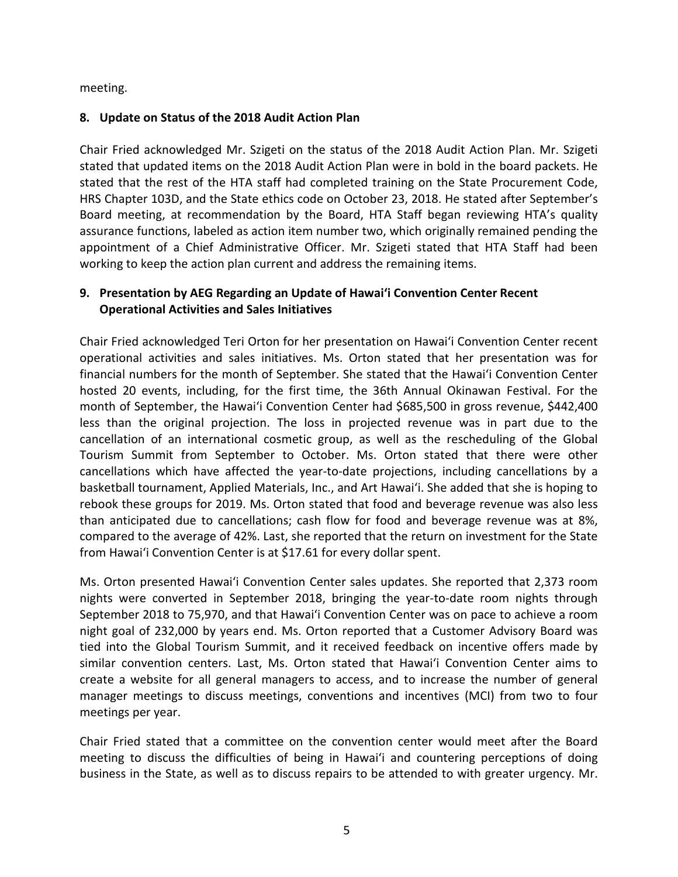meeting.

**8. Update on Status of the 2018 Audit Action Plan**

Chair Fried acknowledged Mr. Szigeti on the status of the 2018 Audit Action Plan. Mr. Szigeti stated that updated items on the 2018 Audit Action Plan were in bold in the board packets. He stated that the rest of the HTA staff had completed training on the State Procurement Code, HRS Chapter 103D, and the State ethics code on October 23, 2018. He stated after September's Board meeting, at recommendation by the Board, HTA Staff began reviewing HTA's quality assurance functions, labeled as action item number two, which originally remained pending the appointment of a Chief Administrative Officer. Mr. Szigeti stated that HTA Staff had been working to keep the action plan current and address the remaining items.

**9. Presentation by AEG Regarding an Update of Hawaiʻi Convention Center Recent Operational Activities and Sales Initiatives**

Chair Fried acknowledged Teri Orton for her presentation on Hawaiʻi Convention Center recent operational activities and sales initiatives. Ms. Orton stated that her presentation was for financial numbers for the month of September. She stated that the Hawaiʻi Convention Center hosted 20 events, including, for the first time, the 36th Annual Okinawan Festival. For the month of September, the Hawaiʻi Convention Center had $685,500 in gross revenue, $442,400 less than the original projection. The loss in projected revenue was in part due to the cancellation of an international cosmetic group, as well as the rescheduling of the Global Tourism Summit from September to October. Ms. Orton stated that there were other cancellations which have affected the year-to-date projections, including cancellations by a basketball tournament, Applied Materials, Inc., and Art Hawaiʻi. She added that she is hoping to rebook these groups for 2019. Ms. Orton stated that food and beverage revenue was also less than anticipated due to cancellations; cash flow for food and beverage revenue was at 8%, compared to the average of 42%. Last, she reported that the return on investment for the State from Hawaiʻi Convention Center is at $17.61 for every dollar spent.

Ms. Orton presented Hawaiʻi Convention Center sales updates. She reported that 2,373 room nights were converted in September 2018, bringing the year-to-date room nights through September 2018 to 75,970, and that Hawaiʻi Convention Center was on pace to achieve a room night goal of 232,000 by years end. Ms. Orton reported that a Customer Advisory Board was tied into the Global Tourism Summit, and it received feedback on incentive offers made by similar convention centers. Last, Ms. Orton stated that Hawaiʻi Convention Center aims to create a website for all general managers to access, and to increase the number of general manager meetings to discuss meetings, conventions and incentives (MCI) from two to four meetings per year.

Chair Fried stated that a committee on the convention center would meet after the Board meeting to discuss the difficulties of being in Hawaiʻi and countering perceptions of doing business in the State, as well as to discuss repairs to be attended to with greater urgency. Mr.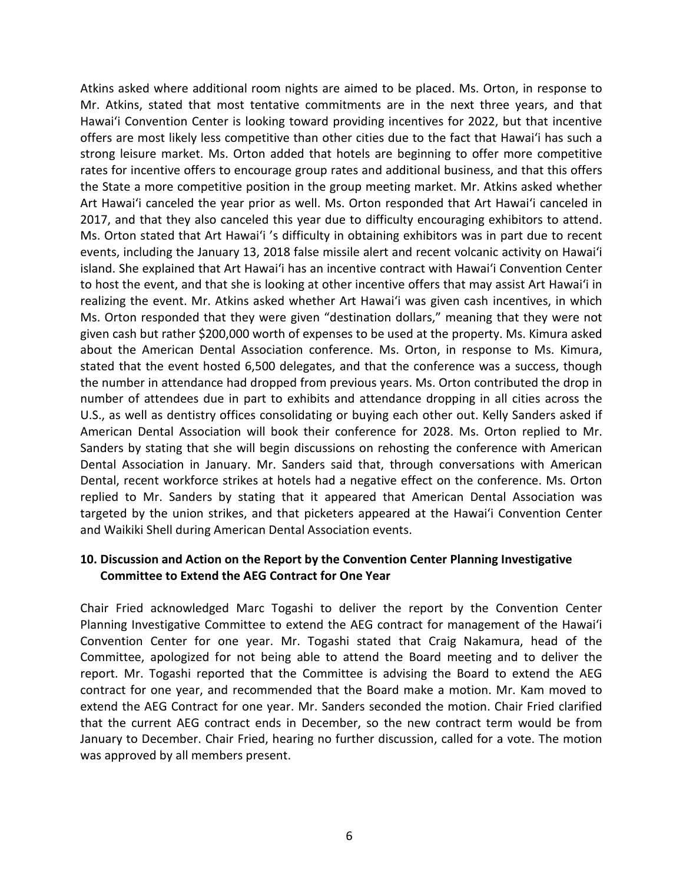Atkins asked where additional room nights are aimed to be placed. Ms. Orton, in response to Mr. Atkins, stated that most tentative commitments are in the next three years, and that Hawaiʻi Convention Center is looking toward providing incentives for 2022, but that incentive offers are most likely less competitive than other cities due to the fact that Hawaiʻi has such a strong leisure market. Ms. Orton added that hotels are beginning to offer more competitive rates for incentive offers to encourage group rates and additional business, and that this offers the State a more competitive position in the group meeting market. Mr. Atkins asked whether Art Hawaiʻi canceled the year prior as well. Ms. Orton responded that Art Hawaiʻi canceled in 2017, and that they also canceled this year due to difficulty encouraging exhibitors to attend. Ms. Orton stated that Art Hawaiʻi 's difficulty in obtaining exhibitors was in part due to recent events, including the January 13, 2018 false missile alert and recent volcanic activity on Hawaiʻi island. She explained that Art Hawaiʻi has an incentive contract with Hawaiʻi Convention Center to host the event, and that she is looking at other incentive offers that may assist Art Hawaiʻi in realizing the event. Mr. Atkins asked whether Art Hawaiʻi was given cash incentives, in which Ms. Orton responded that they were given "destination dollars," meaning that they were not given cash but rather $200,000 worth of expenses to be used at the property. Ms. Kimura asked about the American Dental Association conference. Ms. Orton, in response to Ms. Kimura, stated that the event hosted 6,500 delegates, and that the conference was a success, though the number in attendance had dropped from previous years. Ms. Orton contributed the drop in number of attendees due in part to exhibits and attendance dropping in all cities across the U.S., as well as dentistry offices consolidating or buying each other out. Kelly Sanders asked if American Dental Association will book their conference for 2028. Ms. Orton replied to Mr. Sanders by stating that she will begin discussions on rehosting the conference with American Dental Association in January. Mr. Sanders said that, through conversations with American Dental, recent workforce strikes at hotels had a negative effect on the conference. Ms. Orton replied to Mr. Sanders by stating that it appeared that American Dental Association was targeted by the union strikes, and that picketers appeared at the Hawaiʻi Convention Center and Waikiki Shell during American Dental Association events.

**10. Discussion and Action on the Report by the Convention Center Planning Investigative Committee to Extend the AEG Contract for One Year**

Chair Fried acknowledged Marc Togashi to deliver the report by the Convention Center Planning Investigative Committee to extend the AEG contract for management of the Hawaiʻi Convention Center for one year. Mr. Togashi stated that Craig Nakamura, head of the Committee, apologized for not being able to attend the Board meeting and to deliver the report. Mr. Togashi reported that the Committee is advising the Board to extend the AEG contract for one year, and recommended that the Board make a motion. Mr. Kam moved to extend the AEG Contract for one year. Mr. Sanders seconded the motion. Chair Fried clarified that the current AEG contract ends in December, so the new contract term would be from January to December. Chair Fried, hearing no further discussion, called for a vote. The motion was approved by all members present.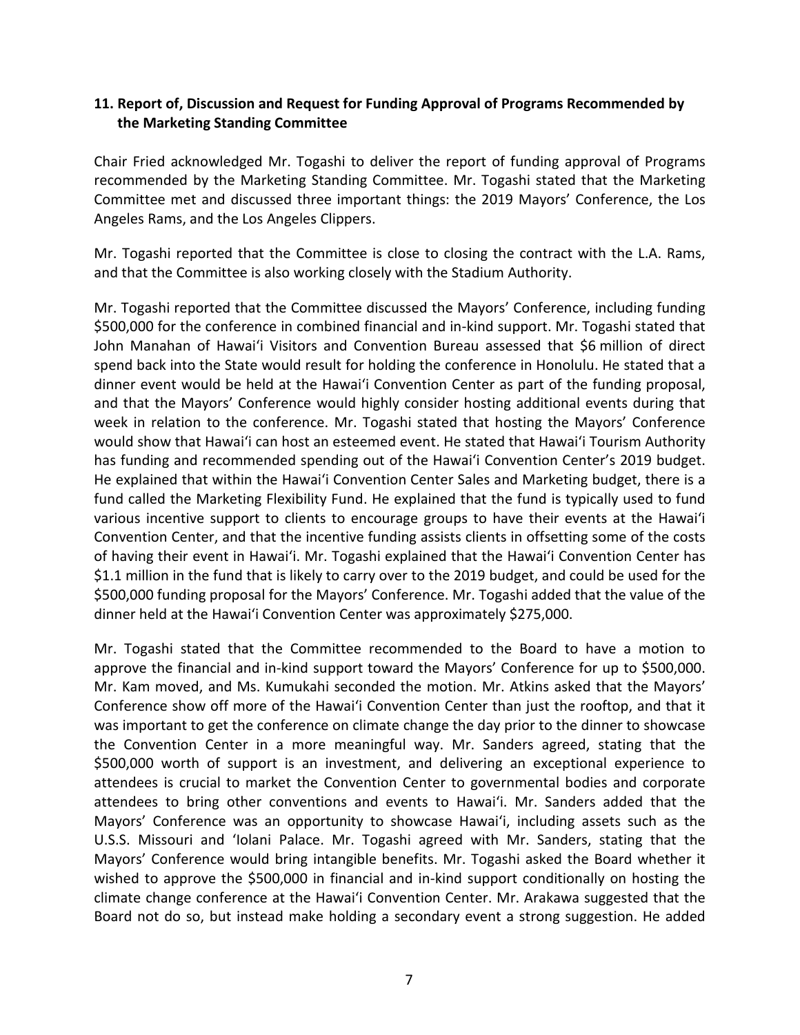### 11. Report of, Discussion and Request for Funding Approval of Programs Recommended by the Marketing Standing Committee

Chair Fried acknowledged Mr. Togashi to deliver the report of funding approval of Programs recommended by the Marketing Standing Committee. Mr. Togashi stated that the Marketing Committee met and discussed three important things: the 2019 Mayors' Conference, the Los Angeles Rams, and the Los Angeles Clippers.

Mr. Togashi reported that the Committee is close to closing the contract with the L.A. Rams, and that the Committee is also working closely with the Stadium Authority.

Mr. Togashi reported that the Committee discussed the Mayors' Conference, including funding $500,000 for the conference in combined financial and in-kind support. Mr. Togashi stated that John Manahan of Hawaiʻi Visitors and Convention Bureau assessed that $6 million of direct spend back into the State would result for holding the conference in Honolulu. He stated that a dinner event would be held at the Hawaiʻi Convention Center as part of the funding proposal, and that the Mayors' Conference would highly consider hosting additional events during that week in relation to the conference. Mr. Togashi stated that hosting the Mayors' Conference would show that Hawaiʻi can host an esteemed event. He stated that Hawaiʻi Tourism Authority has funding and recommended spending out of the Hawaiʻi Convention Center's 2019 budget. He explained that within the Hawaiʻi Convention Center Sales and Marketing budget, there is a fund called the Marketing Flexibility Fund. He explained that the fund is typically used to fund various incentive support to clients to encourage groups to have their events at the Hawaiʻi Convention Center, and that the incentive funding assists clients in offsetting some of the costs of having their event in Hawaiʻi. Mr. Togashi explained that the Hawaiʻi Convention Center has $1.1 million in the fund that is likely to carry over to the 2019 budget, and could be used for the $500,000 funding proposal for the Mayors' Conference. Mr. Togashi added that the value of the dinner held at the Hawaiʻi Convention Center was approximately $275,000.

Mr. Togashi stated that the Committee recommended to the Board to have a motion to approve the financial and in-kind support toward the Mayors' Conference for up to $500,000. Mr. Kam moved, and Ms. Kumukahi seconded the motion. Mr. Atkins asked that the Mayors' Conference show off more of the Hawaiʻi Convention Center than just the rooftop, and that it was important to get the conference on climate change the day prior to the dinner to showcase the Convention Center in a more meaningful way. Mr. Sanders agreed, stating that the $500,000 worth of support is an investment, and delivering an exceptional experience to attendees is crucial to market the Convention Center to governmental bodies and corporate attendees to bring other conventions and events to Hawaiʻi. Mr. Sanders added that the Mayors' Conference was an opportunity to showcase Hawaiʻi, including assets such as the U.S.S. Missouri and ʻIolani Palace. Mr. Togashi agreed with Mr. Sanders, stating that the Mayors' Conference would bring intangible benefits. Mr. Togashi asked the Board whether it wished to approve the $500,000 in financial and in-kind support conditionally on hosting the climate change conference at the Hawaiʻi Convention Center. Mr. Arakawa suggested that the Board not do so, but instead make holding a secondary event a strong suggestion. He added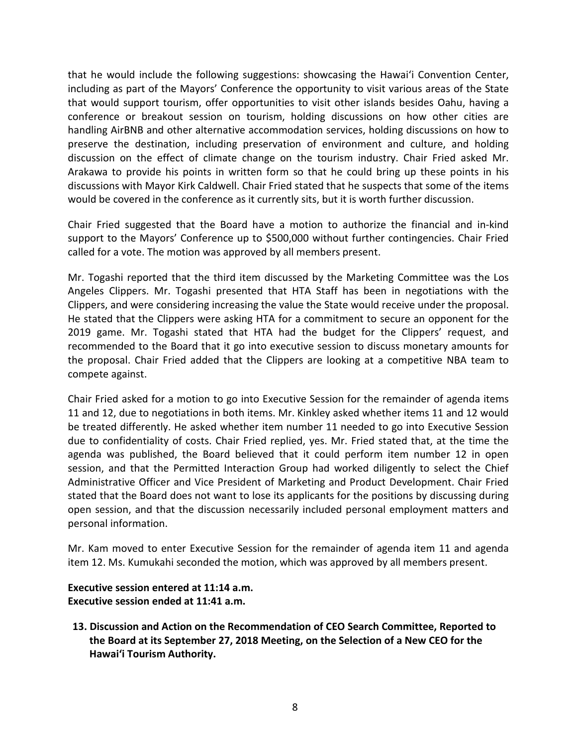that he would include the following suggestions: showcasing the Hawai'i Convention Center, including as part of the Mayors' Conference the opportunity to visit various areas of the State that would support tourism, offer opportunities to visit other islands besides Oahu, having a conference or breakout session on tourism, holding discussions on how other cities are handling AirBNB and other alternative accommodation services, holding discussions on how to preserve the destination, including preservation of environment and culture, and holding discussion on the effect of climate change on the tourism industry. Chair Fried asked Mr. Arakawa to provide his points in written form so that he could bring up these points in his discussions with Mayor Kirk Caldwell. Chair Fried stated that he suspects that some of the items would be covered in the conference as it currently sits, but it is worth further discussion.

Chair Fried suggested that the Board have a motion to authorize the financial and in-kind support to the Mayors' Conference up to $500,000 without further contingencies. Chair Fried called for a vote. The motion was approved by all members present.

Mr. Togashi reported that the third item discussed by the Marketing Committee was the Los Angeles Clippers. Mr. Togashi presented that HTA Staff has been in negotiations with the Clippers, and were considering increasing the value the State would receive under the proposal. He stated that the Clippers were asking HTA for a commitment to secure an opponent for the 2019 game. Mr. Togashi stated that HTA had the budget for the Clippers' request, and recommended to the Board that it go into executive session to discuss monetary amounts for the proposal. Chair Fried added that the Clippers are looking at a competitive NBA team to compete against.

Chair Fried asked for a motion to go into Executive Session for the remainder of agenda items 11 and 12, due to negotiations in both items. Mr. Kinkley asked whether items 11 and 12 would be treated differently. He asked whether item number 11 needed to go into Executive Session due to confidentiality of costs. Chair Fried replied, yes. Mr. Fried stated that, at the time the agenda was published, the Board believed that it could perform item number 12 in open session, and that the Permitted Interaction Group had worked diligently to select the Chief Administrative Officer and Vice President of Marketing and Product Development. Chair Fried stated that the Board does not want to lose its applicants for the positions by discussing during open session, and that the discussion necessarily included personal employment matters and personal information.

Mr. Kam moved to enter Executive Session for the remainder of agenda item 11 and agenda item 12. Ms. Kumukahi seconded the motion, which was approved by all members present.

**Executive session entered at 11:14 a.m.**
**Executive session ended at 11:41 a.m.**

13. **Discussion and Action on the Recommendation of CEO Search Committee, Reported to the Board at its September 27, 2018 Meeting, on the Selection of a New CEO for the Hawai'i Tourism Authority.**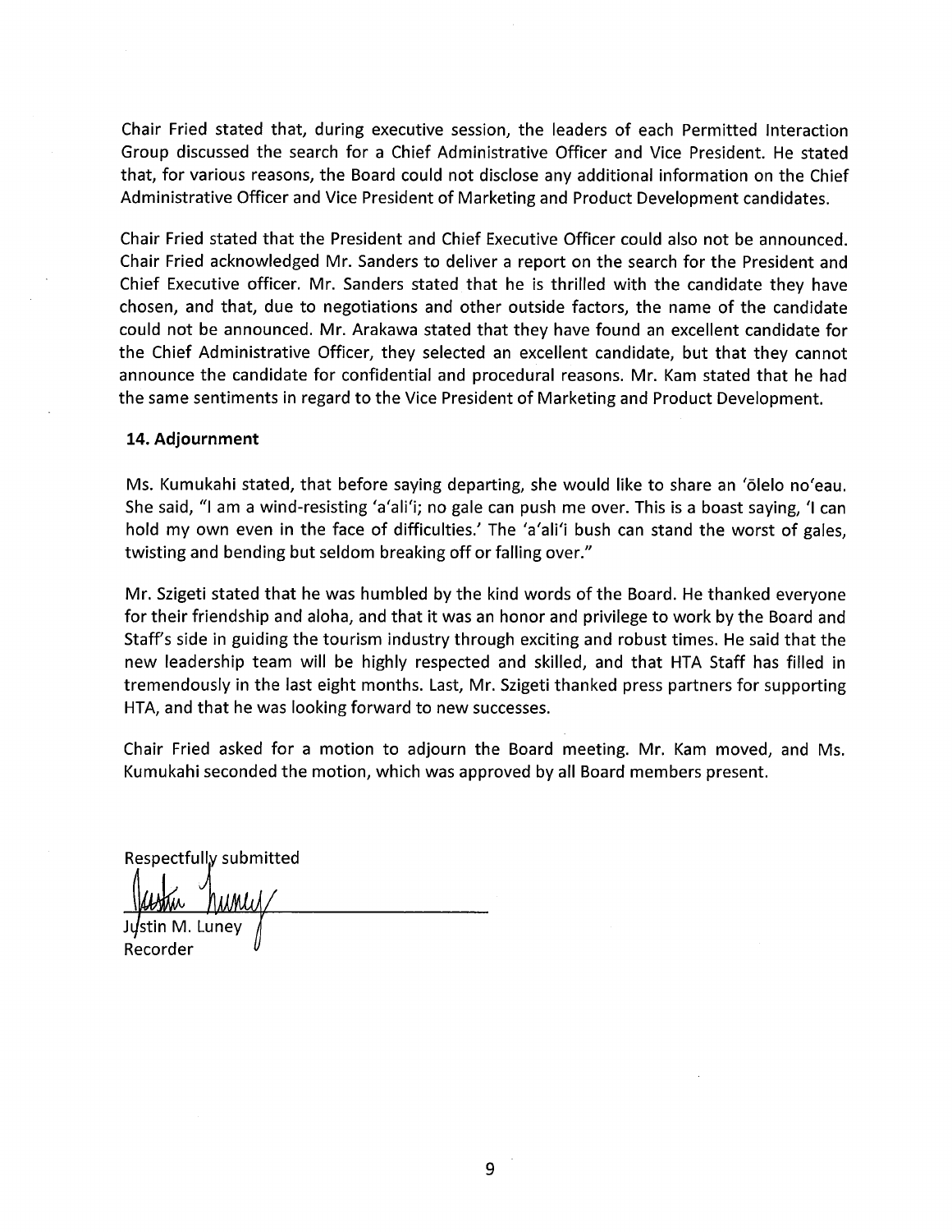Chair Fried stated that, during executive session, the leaders of each Permitted Interaction Group discussed the search for a Chief Administrative Officer and Vice President. He stated that, for various reasons, the Board could not disclose any additional information on the Chief Administrative Officer and Vice President of Marketing and Product Development candidates.

Chair Fried stated that the President and Chief Executive Officer could also not be announced. Chair Fried acknowledged Mr. Sanders to deliver a report on the search for the President and Chief Executive officer. Mr. Sanders stated that he is thrilled with the candidate they have chosen, and that, due to negotiations and other outside factors, the name of the candidate could not be announced. Mr. Arakawa stated that they have found an excellent candidate for the Chief Administrative Officer, they selected an excellent candidate, but that they cannot announce the candidate for confidential and procedural reasons. Mr. Kam stated that he had the same sentiments in regard to the Vice President of Marketing and Product Development.

**14. Adjournment**

Ms. Kumukahi stated, that before saying departing, she would like to share an ʻōlelo noʻeau. She said, "I am a wind-resisting ʻaʻaliʻi; no gale can push me over. This is a boast saying, ʻI can hold my own even in the face of difficulties.ʼ The ʻaʻaliʻi bush can stand the worst of gales, twisting and bending but seldom breaking off or falling over."

Mr. Szigeti stated that he was humbled by the kind words of the Board. He thanked everyone for their friendship and aloha, and that it was an honor and privilege to work by the Board and Staff's side in guiding the tourism industry through exciting and robust times. He said that the new leadership team will be highly respected and skilled, and that HTA Staff has filled in tremendously in the last eight months. Last, Mr. Szigeti thanked press partners for supporting HTA, and that he was looking forward to new successes.

Chair Fried asked for a motion to adjourn the Board meeting. Mr. Kam moved, and Ms. Kumukahi seconded the motion, which was approved by all Board members present.

Respectfully submitted

Justin M. Luney
Recorder